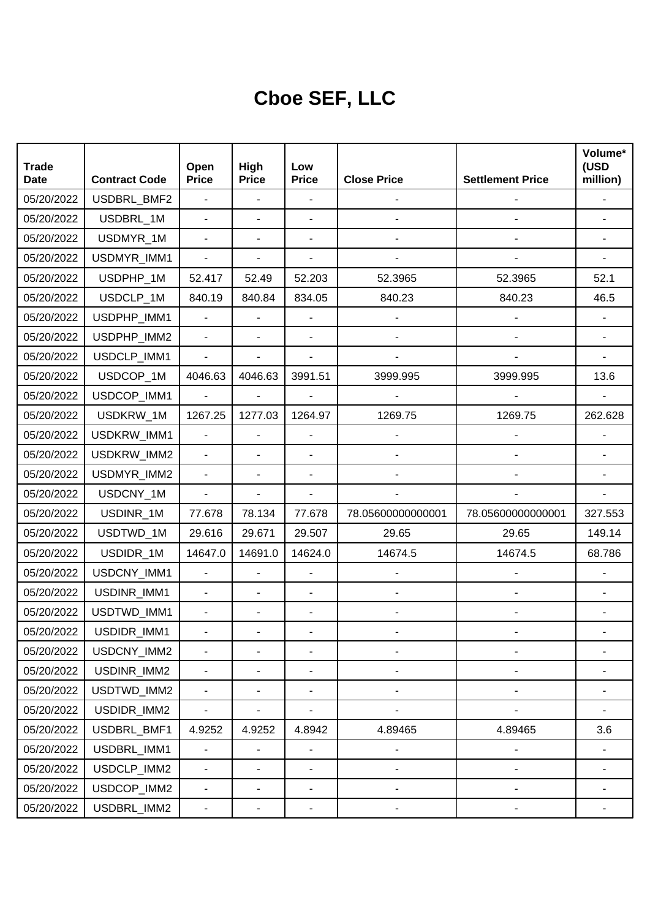# Cboe SEF, LLC

| Trade Date | Contract Code | Open Price | High Price | Low Price | Close Price | Settlement Price | Volume* (USD million) |
|---|---|---|---|---|---|---|---|
| 05/20/2022 | USDBRL_BMF2 | - | - | - | - | - | - |
| 05/20/2022 | USDBRL_1M | - | - | - | - | - | - |
| 05/20/2022 | USDMYR_1M | - | - | - | - | - | - |
| 05/20/2022 | USDMYR_IMM1 | - | - | - | - | - | - |
| 05/20/2022 | USDPHP_1M | 52.417 | 52.49 | 52.203 | 52.3965 | 52.3965 | 52.1 |
| 05/20/2022 | USDCLP_1M | 840.19 | 840.84 | 834.05 | 840.23 | 840.23 | 46.5 |
| 05/20/2022 | USDPHP_IMM1 | - | - | - | - | - | - |
| 05/20/2022 | USDPHP_IMM2 | - | - | - | - | - | - |
| 05/20/2022 | USDCLP_IMM1 | - | - | - | - | - | - |
| 05/20/2022 | USDCOP_1M | 4046.63 | 4046.63 | 3991.51 | 3999.995 | 3999.995 | 13.6 |
| 05/20/2022 | USDCOP_IMM1 | - | - | - | - | - | - |
| 05/20/2022 | USDKRW_1M | 1267.25 | 1277.03 | 1264.97 | 1269.75 | 1269.75 | 262.628 |
| 05/20/2022 | USDKRW_IMM1 | - | - | - | - | - | - |
| 05/20/2022 | USDKRW_IMM2 | - | - | - | - | - | - |
| 05/20/2022 | USDMYR_IMM2 | - | - | - | - | - | - |
| 05/20/2022 | USDCNY_1M | - | - | - | - | - | - |
| 05/20/2022 | USDINR_1M | 77.678 | 78.134 | 77.678 | 78.05600000000001 | 78.05600000000001 | 327.553 |
| 05/20/2022 | USDTWD_1M | 29.616 | 29.671 | 29.507 | 29.65 | 29.65 | 149.14 |
| 05/20/2022 | USDIDR_1M | 14647.0 | 14691.0 | 14624.0 | 14674.5 | 14674.5 | 68.786 |
| 05/20/2022 | USDCNY_IMM1 | - | - | - | - | - | - |
| 05/20/2022 | USDINR_IMM1 | - | - | - | - | - | - |
| 05/20/2022 | USDTWD_IMM1 | - | - | - | - | - | - |
| 05/20/2022 | USDIDR_IMM1 | - | - | - | - | - | - |
| 05/20/2022 | USDCNY_IMM2 | - | - | - | - | - | - |
| 05/20/2022 | USDINR_IMM2 | - | - | - | - | - | - |
| 05/20/2022 | USDTWD_IMM2 | - | - | - | - | - | - |
| 05/20/2022 | USDIDR_IMM2 | - | - | - | - | - | - |
| 05/20/2022 | USDBRL_BMF1 | 4.9252 | 4.9252 | 4.8942 | 4.89465 | 4.89465 | 3.6 |
| 05/20/2022 | USDBRL_IMM1 | - | - | - | - | - | - |
| 05/20/2022 | USDCLP_IMM2 | - | - | - | - | - | - |
| 05/20/2022 | USDCOP_IMM2 | - | - | - | - | - | - |
| 05/20/2022 | USDBRL_IMM2 | - | - | - | - | - | - |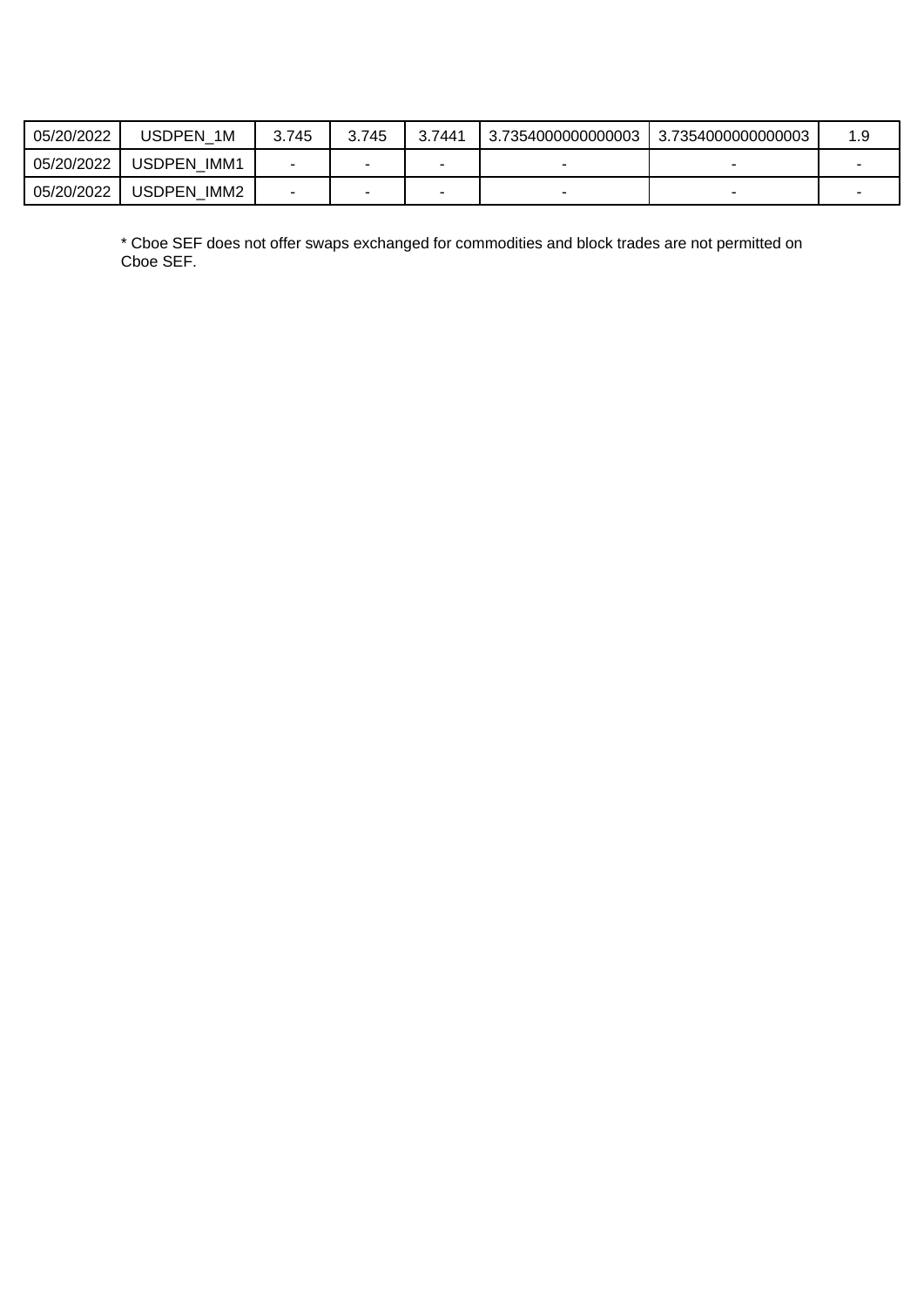| | | | | | | | |
|---|---|---|---|---|---|---|---|
| 05/20/2022 | USDPEN_1M | 3.745 | 3.745 | 3.7441 | 3.7354000000000003 | 3.7354000000000003 | 1.9 |
| 05/20/2022 | USDPEN_IMM1 | - | - | - | - | - | - |
| 05/20/2022 | USDPEN_IMM2 | - | - | - | - | - | - |

* Cboe SEF does not offer swaps exchanged for commodities and block trades are not permitted on Cboe SEF.